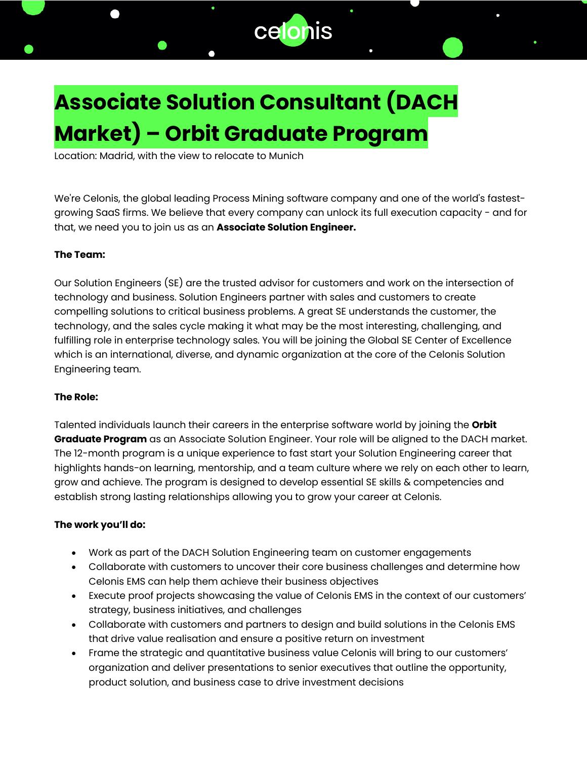# Associate Solution Consultant (DACH Market) – Orbit Graduate Program

Location: Madrid, with the view to relocate to Munich

We're Celonis, the global leading Process Mining software company and one of the world's fastest-growing SaaS firms. We believe that every company can unlock its full execution capacity - and for that, we need you to join us as an **Associate Solution Engineer.**

**The Team:**

Our Solution Engineers (SE) are the trusted advisor for customers and work on the intersection of technology and business. Solution Engineers partner with sales and customers to create compelling solutions to critical business problems. A great SE understands the customer, the technology, and the sales cycle making it what may be the most interesting, challenging, and fulfilling role in enterprise technology sales. You will be joining the Global SE Center of Excellence which is an international, diverse, and dynamic organization at the core of the Celonis Solution Engineering team.

**The Role:**

Talented individuals launch their careers in the enterprise software world by joining the **Orbit Graduate Program** as an Associate Solution Engineer. Your role will be aligned to the DACH market. The 12-month program is a unique experience to fast start your Solution Engineering career that highlights hands-on learning, mentorship, and a team culture where we rely on each other to learn, grow and achieve. The program is designed to develop essential SE skills & competencies and establish strong lasting relationships allowing you to grow your career at Celonis.

**The work you'll do:**

- Work as part of the DACH Solution Engineering team on customer engagements
- Collaborate with customers to uncover their core business challenges and determine how Celonis EMS can help them achieve their business objectives
- Execute proof projects showcasing the value of Celonis EMS in the context of our customers' strategy, business initiatives, and challenges
- Collaborate with customers and partners to design and build solutions in the Celonis EMS that drive value realisation and ensure a positive return on investment
- Frame the strategic and quantitative business value Celonis will bring to our customers' organization and deliver presentations to senior executives that outline the opportunity, product solution, and business case to drive investment decisions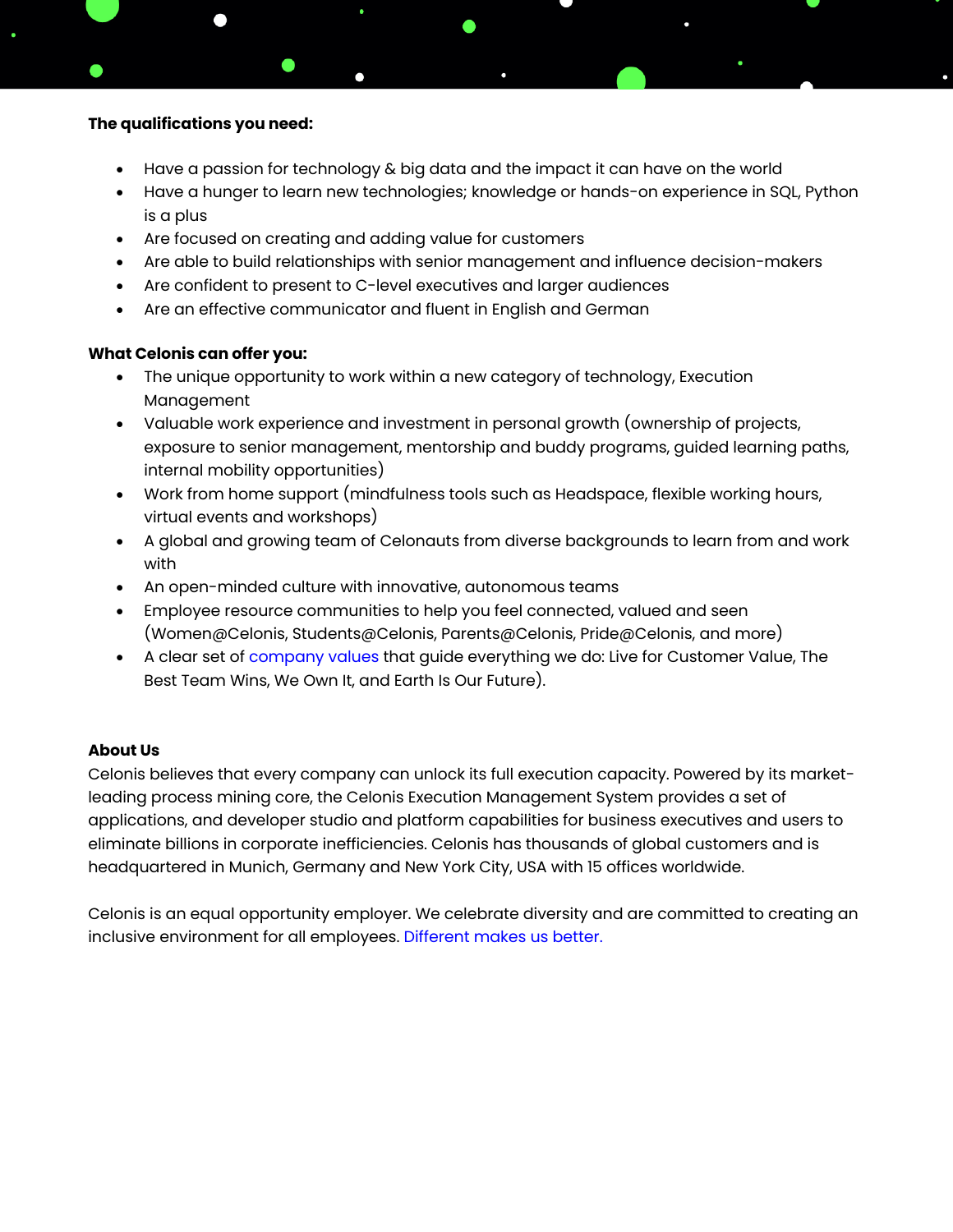**The qualifications you need:**

- Have a passion for technology & big data and the impact it can have on the world
- Have a hunger to learn new technologies; knowledge or hands-on experience in SQL, Python is a plus
- Are focused on creating and adding value for customers
- Are able to build relationships with senior management and influence decision-makers
- Are confident to present to C-level executives and larger audiences
- Are an effective communicator and fluent in English and German

**What Celonis can offer you:**

- The unique opportunity to work within a new category of technology, Execution Management
- Valuable work experience and investment in personal growth (ownership of projects, exposure to senior management, mentorship and buddy programs, guided learning paths, internal mobility opportunities)
- Work from home support (mindfulness tools such as Headspace, flexible working hours, virtual events and workshops)
- A global and growing team of Celonauts from diverse backgrounds to learn from and work with
- An open-minded culture with innovative, autonomous teams
- Employee resource communities to help you feel connected, valued and seen (Women@Celonis, Students@Celonis, Parents@Celonis, Pride@Celonis, and more)
- A clear set of company values that guide everything we do: Live for Customer Value, The Best Team Wins, We Own It, and Earth Is Our Future).

**About Us**

Celonis believes that every company can unlock its full execution capacity. Powered by its market-leading process mining core, the Celonis Execution Management System provides a set of applications, and developer studio and platform capabilities for business executives and users to eliminate billions in corporate inefficiencies. Celonis has thousands of global customers and is headquartered in Munich, Germany and New York City, USA with 15 offices worldwide.

Celonis is an equal opportunity employer. We celebrate diversity and are committed to creating an inclusive environment for all employees. Different makes us better.